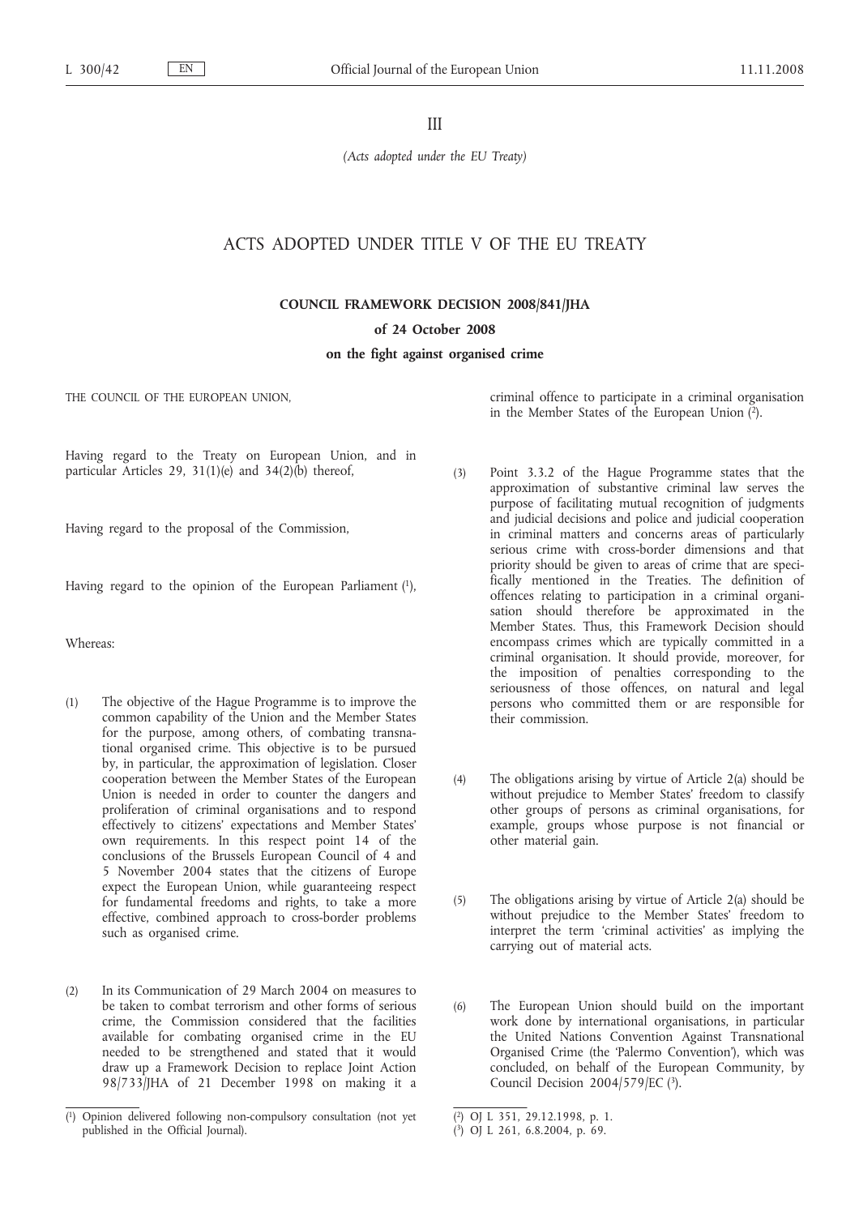III

*(Acts adopted under the EU Treaty)*

## ACTS ADOPTED UNDER TITLE V OF THE EU TREATY

### COUNCIL FRAMEWORK DECISION 2008/841/JHA

### of 24 October 2008

### on the fight against organised crime

THE COUNCIL OF THE EUROPEAN UNION,

Having regard to the Treaty on European Union, and in particular Articles 29, 31(1)(e) and 34(2)(b) thereof,

Having regard to the proposal of the Commission,

Having regard to the opinion of the European Parliament [1],

Whereas:

(1) The objective of the Hague Programme is to improve the common capability of the Union and the Member States for the purpose, among others, of combating transnational organised crime. This objective is to be pursued by, in particular, the approximation of legislation. Closer cooperation between the Member States of the European Union is needed in order to counter the dangers and proliferation of criminal organisations and to respond effectively to citizens' expectations and Member States' own requirements. In this respect point 14 of the conclusions of the Brussels European Council of 4 and 5 November 2004 states that the citizens of Europe expect the European Union, while guaranteeing respect for fundamental freedoms and rights, to take a more effective, combined approach to cross-border problems such as organised crime.

(2) In its Communication of 29 March 2004 on measures to be taken to combat terrorism and other forms of serious crime, the Commission considered that the facilities available for combating organised crime in the EU needed to be strengthened and stated that it would draw up a Framework Decision to replace Joint Action 98/733/JHA of 21 December 1998 on making it a criminal offence to participate in a criminal organisation in the Member States of the European Union [2].

(3) Point 3.3.2 of the Hague Programme states that the approximation of substantive criminal law serves the purpose of facilitating mutual recognition of judgments and judicial decisions and police and judicial cooperation in criminal matters and concerns areas of particularly serious crime with cross-border dimensions and that priority should be given to areas of crime that are specifically mentioned in the Treaties. The definition of offences relating to participation in a criminal organisation should therefore be approximated in the Member States. Thus, this Framework Decision should encompass crimes which are typically committed in a criminal organisation. It should provide, moreover, for the imposition of penalties corresponding to the seriousness of those offences, on natural and legal persons who committed them or are responsible for their commission.

(4) The obligations arising by virtue of Article 2(a) should be without prejudice to Member States' freedom to classify other groups of persons as criminal organisations, for example, groups whose purpose is not financial or other material gain.

(5) The obligations arising by virtue of Article 2(a) should be without prejudice to the Member States' freedom to interpret the term 'criminal activities' as implying the carrying out of material acts.

(6) The European Union should build on the important work done by international organisations, in particular the United Nations Convention Against Transnational Organised Crime (the 'Palermo Convention'), which was concluded, on behalf of the European Community, by Council Decision 2004/579/EC [3].

---

[1] Opinion delivered following non-compulsory consultation (not yet published in the Official Journal).

[2] OJ L 351, 29.12.1998, p. 1.

[3] OJ L 261, 6.8.2004, p. 69.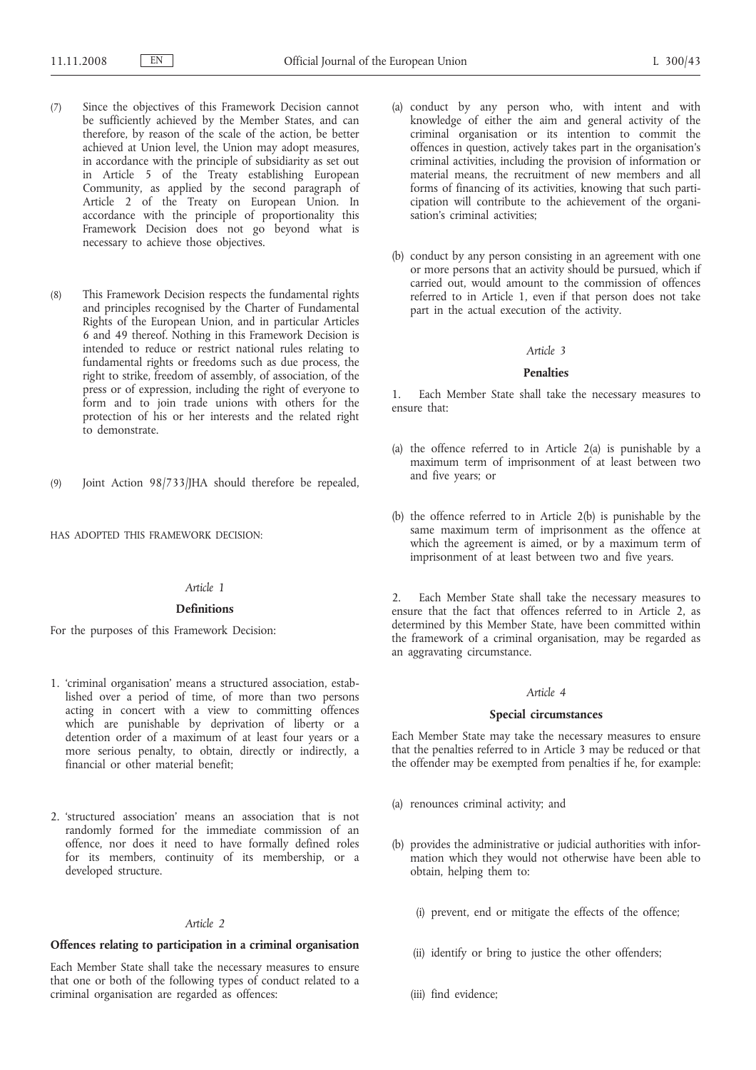(7) Since the objectives of this Framework Decision cannot be sufficiently achieved by the Member States, and can therefore, by reason of the scale of the action, be better achieved at Union level, the Union may adopt measures, in accordance with the principle of subsidiarity as set out in Article 5 of the Treaty establishing European Community, as applied by the second paragraph of Article 2 of the Treaty on European Union. In accordance with the principle of proportionality this Framework Decision does not go beyond what is necessary to achieve those objectives.

(8) This Framework Decision respects the fundamental rights and principles recognised by the Charter of Fundamental Rights of the European Union, and in particular Articles 6 and 49 thereof. Nothing in this Framework Decision is intended to reduce or restrict national rules relating to fundamental rights or freedoms such as due process, the right to strike, freedom of assembly, of association, of the press or of expression, including the right of everyone to form and to join trade unions with others for the protection of his or her interests and the related right to demonstrate.

(9) Joint Action 98/733/JHA should therefore be repealed,

HAS ADOPTED THIS FRAMEWORK DECISION:

*Article 1*

**Definitions**

For the purposes of this Framework Decision:

1. 'criminal organisation' means a structured association, established over a period of time, of more than two persons acting in concert with a view to committing offences which are punishable by deprivation of liberty or a detention order of a maximum of at least four years or a more serious penalty, to obtain, directly or indirectly, a financial or other material benefit;

2. 'structured association' means an association that is not randomly formed for the immediate commission of an offence, nor does it need to have formally defined roles for its members, continuity of its membership, or a developed structure.

*Article 2*

**Offences relating to participation in a criminal organisation**

Each Member State shall take the necessary measures to ensure that one or both of the following types of conduct related to a criminal organisation are regarded as offences:

(a) conduct by any person who, with intent and with knowledge of either the aim and general activity of the criminal organisation or its intention to commit the offences in question, actively takes part in the organisation's criminal activities, including the provision of information or material means, the recruitment of new members and all forms of financing of its activities, knowing that such participation will contribute to the achievement of the organisation's criminal activities;

(b) conduct by any person consisting in an agreement with one or more persons that an activity should be pursued, which if carried out, would amount to the commission of offences referred to in Article 1, even if that person does not take part in the actual execution of the activity.

*Article 3*

**Penalties**

1. Each Member State shall take the necessary measures to ensure that:

(a) the offence referred to in Article 2(a) is punishable by a maximum term of imprisonment of at least between two and five years; or

(b) the offence referred to in Article 2(b) is punishable by the same maximum term of imprisonment as the offence at which the agreement is aimed, or by a maximum term of imprisonment of at least between two and five years.

2. Each Member State shall take the necessary measures to ensure that the fact that offences referred to in Article 2, as determined by this Member State, have been committed within the framework of a criminal organisation, may be regarded as an aggravating circumstance.

*Article 4*

**Special circumstances**

Each Member State may take the necessary measures to ensure that the penalties referred to in Article 3 may be reduced or that the offender may be exempted from penalties if he, for example:

(a) renounces criminal activity; and

(b) provides the administrative or judicial authorities with information which they would not otherwise have been able to obtain, helping them to:

(i) prevent, end or mitigate the effects of the offence;

(ii) identify or bring to justice the other offenders;

(iii) find evidence;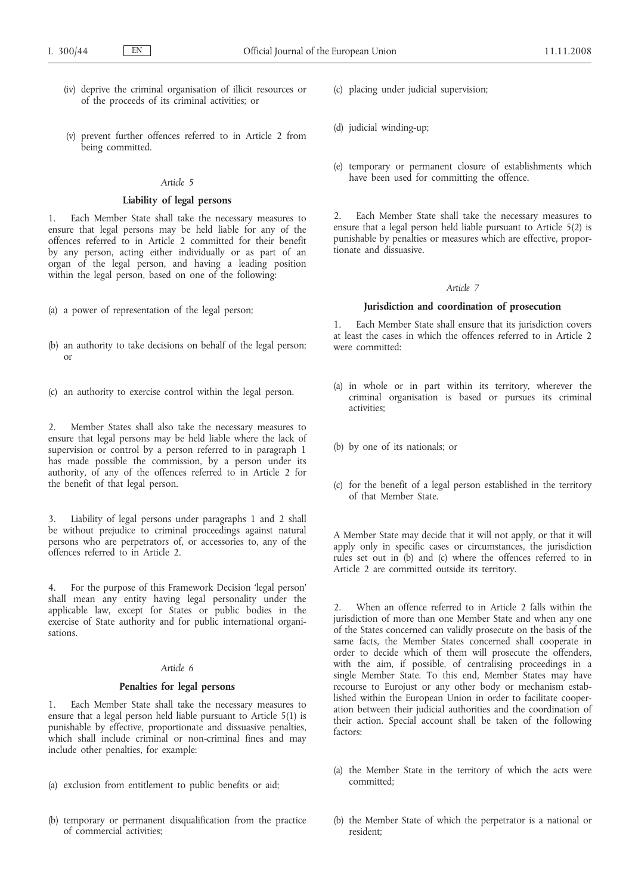(iv) deprive the criminal organisation of illicit resources or of the proceeds of its criminal activities; or

(v) prevent further offences referred to in Article 2 from being committed.

*Article 5*

**Liability of legal persons**

1. Each Member State shall take the necessary measures to ensure that legal persons may be held liable for any of the offences referred to in Article 2 committed for their benefit by any person, acting either individually or as part of an organ of the legal person, and having a leading position within the legal person, based on one of the following:

(a) a power of representation of the legal person;

(b) an authority to take decisions on behalf of the legal person; or

(c) an authority to exercise control within the legal person.

2. Member States shall also take the necessary measures to ensure that legal persons may be held liable where the lack of supervision or control by a person referred to in paragraph 1 has made possible the commission, by a person under its authority, of any of the offences referred to in Article 2 for the benefit of that legal person.

3. Liability of legal persons under paragraphs 1 and 2 shall be without prejudice to criminal proceedings against natural persons who are perpetrators of, or accessories to, any of the offences referred to in Article 2.

4. For the purpose of this Framework Decision 'legal person' shall mean any entity having legal personality under the applicable law, except for States or public bodies in the exercise of State authority and for public international organisations.

*Article 6*

**Penalties for legal persons**

1. Each Member State shall take the necessary measures to ensure that a legal person held liable pursuant to Article 5(1) is punishable by effective, proportionate and dissuasive penalties, which shall include criminal or non-criminal fines and may include other penalties, for example:

(a) exclusion from entitlement to public benefits or aid;

(b) temporary or permanent disqualification from the practice of commercial activities;

(c) placing under judicial supervision;

(d) judicial winding-up;

(e) temporary or permanent closure of establishments which have been used for committing the offence.

2. Each Member State shall take the necessary measures to ensure that a legal person held liable pursuant to Article 5(2) is punishable by penalties or measures which are effective, proportionate and dissuasive.

*Article 7*

**Jurisdiction and coordination of prosecution**

1. Each Member State shall ensure that its jurisdiction covers at least the cases in which the offences referred to in Article 2 were committed:

(a) in whole or in part within its territory, wherever the criminal organisation is based or pursues its criminal activities;

(b) by one of its nationals; or

(c) for the benefit of a legal person established in the territory of that Member State.

A Member State may decide that it will not apply, or that it will apply only in specific cases or circumstances, the jurisdiction rules set out in (b) and (c) where the offences referred to in Article 2 are committed outside its territory.

2. When an offence referred to in Article 2 falls within the jurisdiction of more than one Member State and when any one of the States concerned can validly prosecute on the basis of the same facts, the Member States concerned shall cooperate in order to decide which of them will prosecute the offenders, with the aim, if possible, of centralising proceedings in a single Member State. To this end, Member States may have recourse to Eurojust or any other body or mechanism established within the European Union in order to facilitate cooperation between their judicial authorities and the coordination of their action. Special account shall be taken of the following factors:

(a) the Member State in the territory of which the acts were committed;

(b) the Member State of which the perpetrator is a national or resident;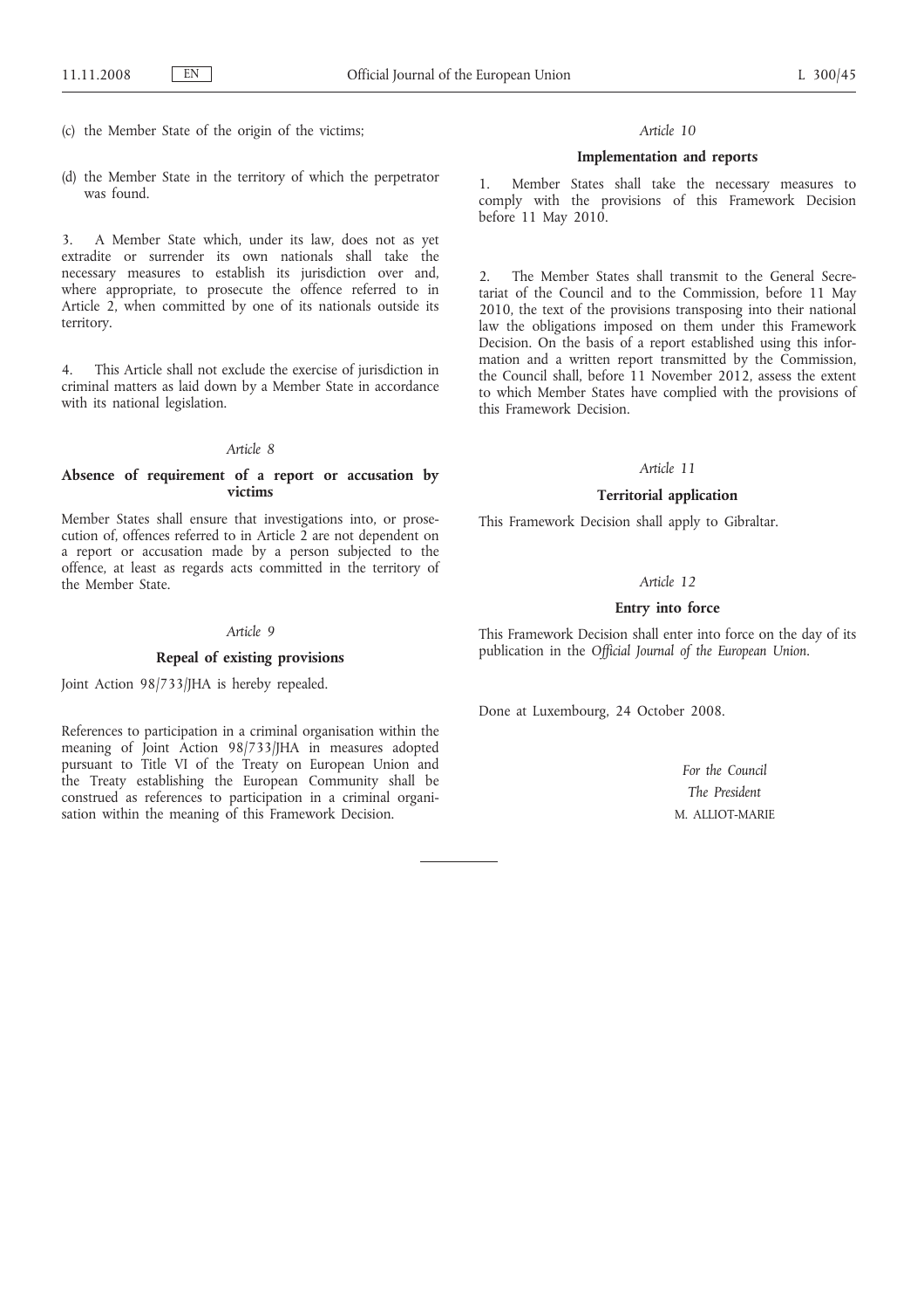(c) the Member State of the origin of the victims;

(d) the Member State in the territory of which the perpetrator was found.

3. A Member State which, under its law, does not as yet extradite or surrender its own nationals shall take the necessary measures to establish its jurisdiction over and, where appropriate, to prosecute the offence referred to in Article 2, when committed by one of its nationals outside its territory.

4. This Article shall not exclude the exercise of jurisdiction in criminal matters as laid down by a Member State in accordance with its national legislation.

*Article 8*

**Absence of requirement of a report or accusation by victims**

Member States shall ensure that investigations into, or prosecution of, offences referred to in Article 2 are not dependent on a report or accusation made by a person subjected to the offence, at least as regards acts committed in the territory of the Member State.

*Article 9*

**Repeal of existing provisions**

Joint Action 98/733/JHA is hereby repealed.

References to participation in a criminal organisation within the meaning of Joint Action 98/733/JHA in measures adopted pursuant to Title VI of the Treaty on European Union and the Treaty establishing the European Community shall be construed as references to participation in a criminal organisation within the meaning of this Framework Decision.

*Article 10*

**Implementation and reports**

1. Member States shall take the necessary measures to comply with the provisions of this Framework Decision before 11 May 2010.

2. The Member States shall transmit to the General Secretariat of the Council and to the Commission, before 11 May 2010, the text of the provisions transposing into their national law the obligations imposed on them under this Framework Decision. On the basis of a report established using this information and a written report transmitted by the Commission, the Council shall, before 11 November 2012, assess the extent to which Member States have complied with the provisions of this Framework Decision.

*Article 11*

**Territorial application**

This Framework Decision shall apply to Gibraltar.

*Article 12*

**Entry into force**

This Framework Decision shall enter into force on the day of its publication in the *Official Journal of the European Union*.

Done at Luxembourg, 24 October 2008.

*For the Council*

*The President*

M. ALLIOT-MARIE